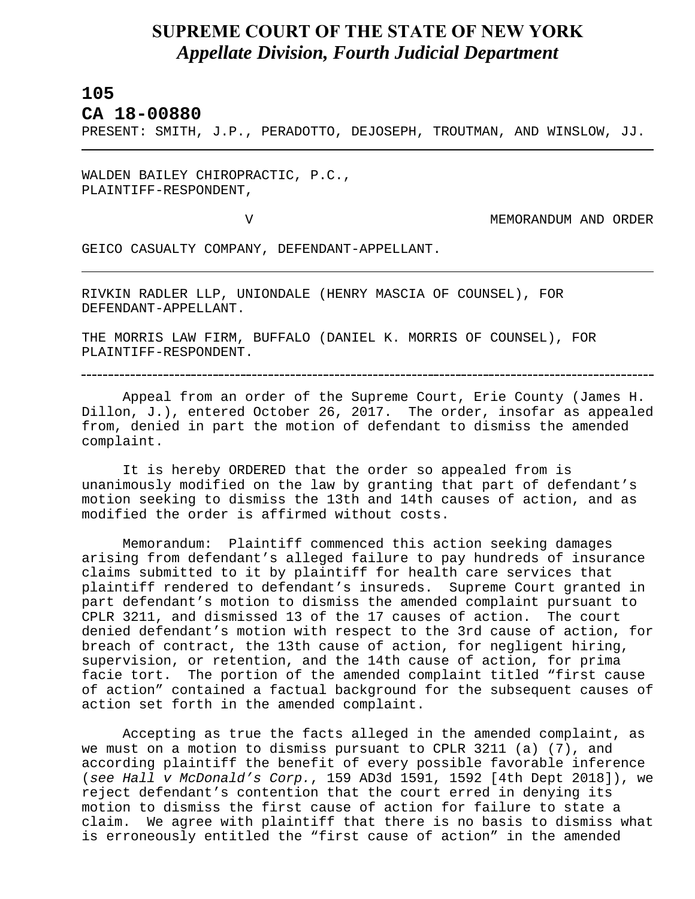# SUPREME COURT OF THE STATE OF NEW YORK
## *Appellate Division, Fourth Judicial Department*

**105**

**CA 18-00880**

PRESENT: SMITH, J.P., PERADOTTO, DEJOSEPH, TROUTMAN, AND WINSLOW, JJ.

---

WALDEN BAILEY CHIROPRACTIC, P.C.,
PLAINTIFF-RESPONDENT,

V MEMORANDUM AND ORDER

GEICO CASUALTY COMPANY, DEFENDANT-APPELLANT.

---

RIVKIN RADLER LLP, UNIONDALE (HENRY MASCIA OF COUNSEL), FOR DEFENDANT-APPELLANT.

THE MORRIS LAW FIRM, BUFFALO (DANIEL K. MORRIS OF COUNSEL), FOR PLAINTIFF-RESPONDENT.

---

Appeal from an order of the Supreme Court, Erie County (James H. Dillon, J.), entered October 26, 2017. The order, insofar as appealed from, denied in part the motion of defendant to dismiss the amended complaint.

It is hereby ORDERED that the order so appealed from is unanimously modified on the law by granting that part of defendant's motion seeking to dismiss the 13th and 14th causes of action, and as modified the order is affirmed without costs.

Memorandum: Plaintiff commenced this action seeking damages arising from defendant's alleged failure to pay hundreds of insurance claims submitted to it by plaintiff for health care services that plaintiff rendered to defendant's insureds. Supreme Court granted in part defendant's motion to dismiss the amended complaint pursuant to CPLR 3211, and dismissed 13 of the 17 causes of action. The court denied defendant's motion with respect to the 3rd cause of action, for breach of contract, the 13th cause of action, for negligent hiring, supervision, or retention, and the 14th cause of action, for prima facie tort. The portion of the amended complaint titled "first cause of action" contained a factual background for the subsequent causes of action set forth in the amended complaint.

Accepting as true the facts alleged in the amended complaint, as we must on a motion to dismiss pursuant to CPLR 3211 (a) (7), and according plaintiff the benefit of every possible favorable inference (*see Hall v McDonald's Corp.*, 159 AD3d 1591, 1592 [4th Dept 2018]), we reject defendant's contention that the court erred in denying its motion to dismiss the first cause of action for failure to state a claim. We agree with plaintiff that there is no basis to dismiss what is erroneously entitled the "first cause of action" in the amended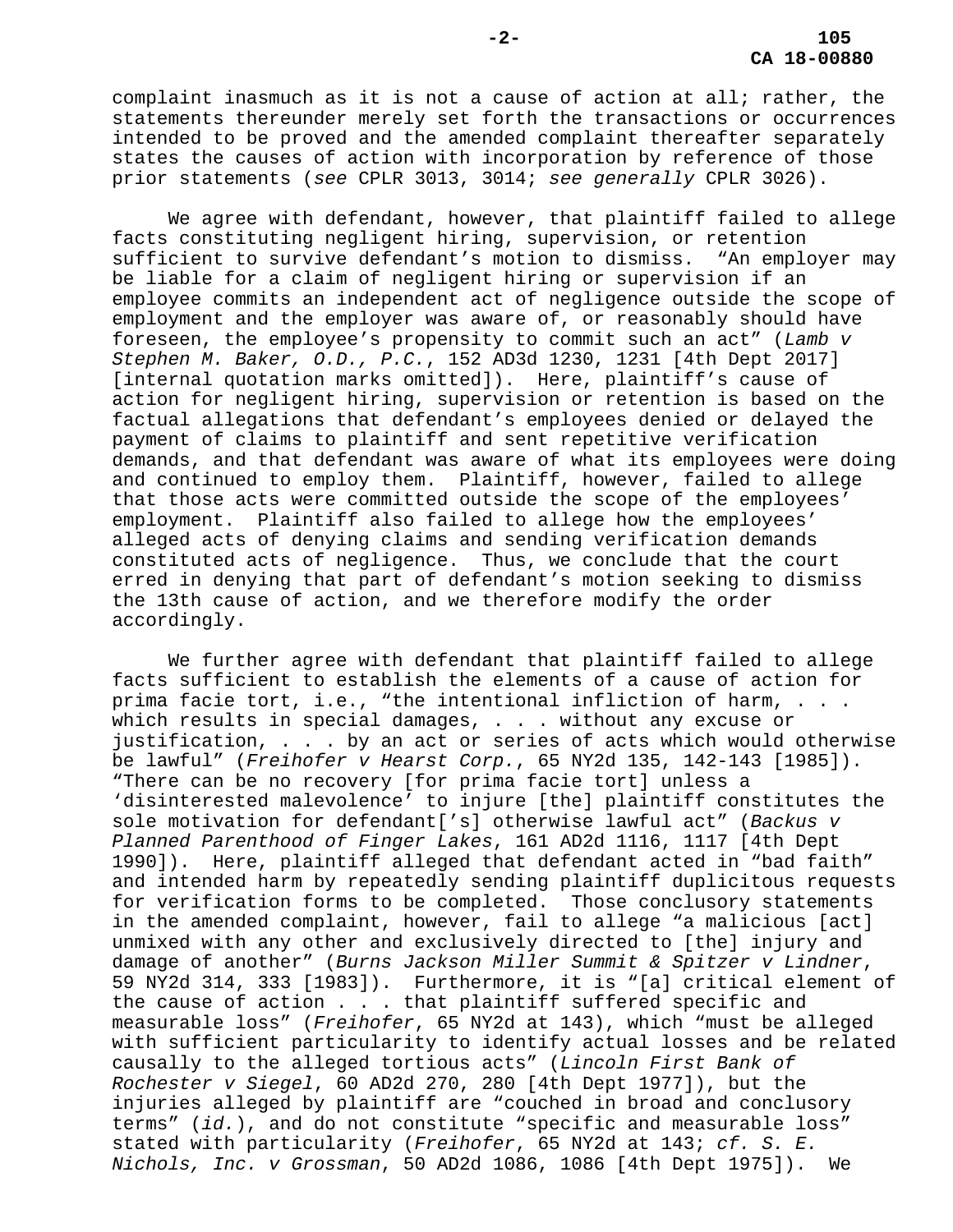complaint inasmuch as it is not a cause of action at all; rather, the statements thereunder merely set forth the transactions or occurrences intended to be proved and the amended complaint thereafter separately states the causes of action with incorporation by reference of those prior statements (*see* CPLR 3013, 3014; *see generally* CPLR 3026).

We agree with defendant, however, that plaintiff failed to allege facts constituting negligent hiring, supervision, or retention sufficient to survive defendant's motion to dismiss. "An employer may be liable for a claim of negligent hiring or supervision if an employee commits an independent act of negligence outside the scope of employment and the employer was aware of, or reasonably should have foreseen, the employee's propensity to commit such an act" (*Lamb v Stephen M. Baker, O.D., P.C.*, 152 AD3d 1230, 1231 [4th Dept 2017] [internal quotation marks omitted]). Here, plaintiff's cause of action for negligent hiring, supervision or retention is based on the factual allegations that defendant's employees denied or delayed the payment of claims to plaintiff and sent repetitive verification demands, and that defendant was aware of what its employees were doing and continued to employ them. Plaintiff, however, failed to allege that those acts were committed outside the scope of the employees' employment. Plaintiff also failed to allege how the employees' alleged acts of denying claims and sending verification demands constituted acts of negligence. Thus, we conclude that the court erred in denying that part of defendant's motion seeking to dismiss the 13th cause of action, and we therefore modify the order accordingly.

We further agree with defendant that plaintiff failed to allege facts sufficient to establish the elements of a cause of action for prima facie tort, i.e., "the intentional infliction of harm, . . . which results in special damages, . . . without any excuse or justification, . . . by an act or series of acts which would otherwise be lawful" (*Freihofer v Hearst Corp.*, 65 NY2d 135, 142-143 [1985]). "There can be no recovery [for prima facie tort] unless a 'disinterested malevolence' to injure [the] plaintiff constitutes the sole motivation for defendant['s] otherwise lawful act" (*Backus v Planned Parenthood of Finger Lakes*, 161 AD2d 1116, 1117 [4th Dept 1990]). Here, plaintiff alleged that defendant acted in "bad faith" and intended harm by repeatedly sending plaintiff duplicitous requests for verification forms to be completed. Those conclusory statements in the amended complaint, however, fail to allege "a malicious [act] unmixed with any other and exclusively directed to [the] injury and damage of another" (*Burns Jackson Miller Summit & Spitzer v Lindner*, 59 NY2d 314, 333 [1983]). Furthermore, it is "[a] critical element of the cause of action . . . that plaintiff suffered specific and measurable loss" (*Freihofer*, 65 NY2d at 143), which "must be alleged with sufficient particularity to identify actual losses and be related causally to the alleged tortious acts" (*Lincoln First Bank of Rochester v Siegel*, 60 AD2d 270, 280 [4th Dept 1977]), but the injuries alleged by plaintiff are "couched in broad and conclusory terms" (*id.*), and do not constitute "specific and measurable loss" stated with particularity (*Freihofer*, 65 NY2d at 143; *cf. S. E. Nichols, Inc. v Grossman*, 50 AD2d 1086, 1086 [4th Dept 1975]). We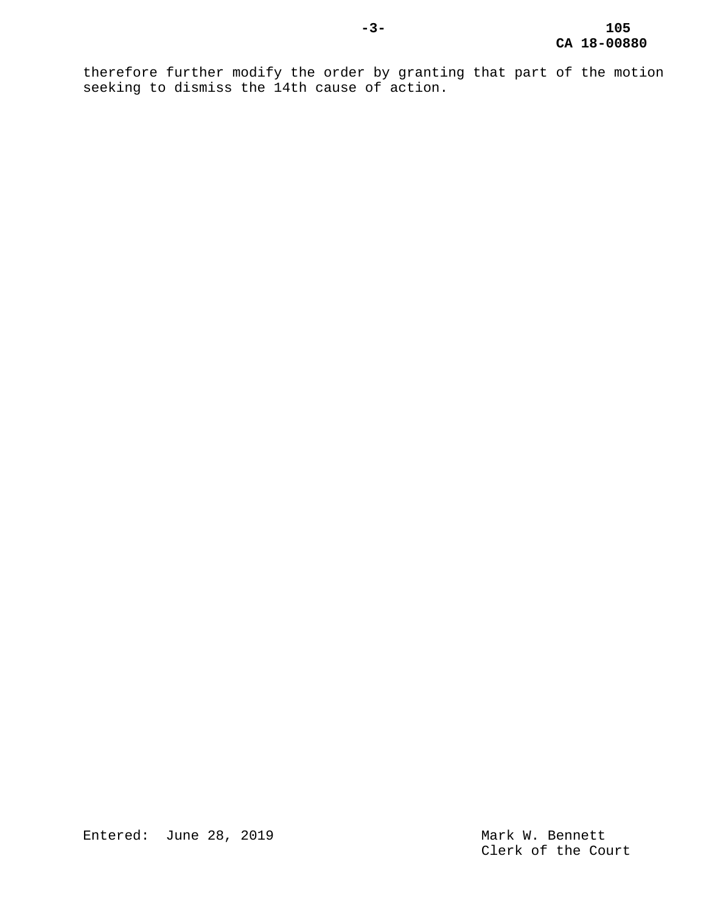therefore further modify the order by granting that part of the motion seeking to dismiss the 14th cause of action.

Entered: June 28, 2019

Mark W. Bennett
Clerk of the Court